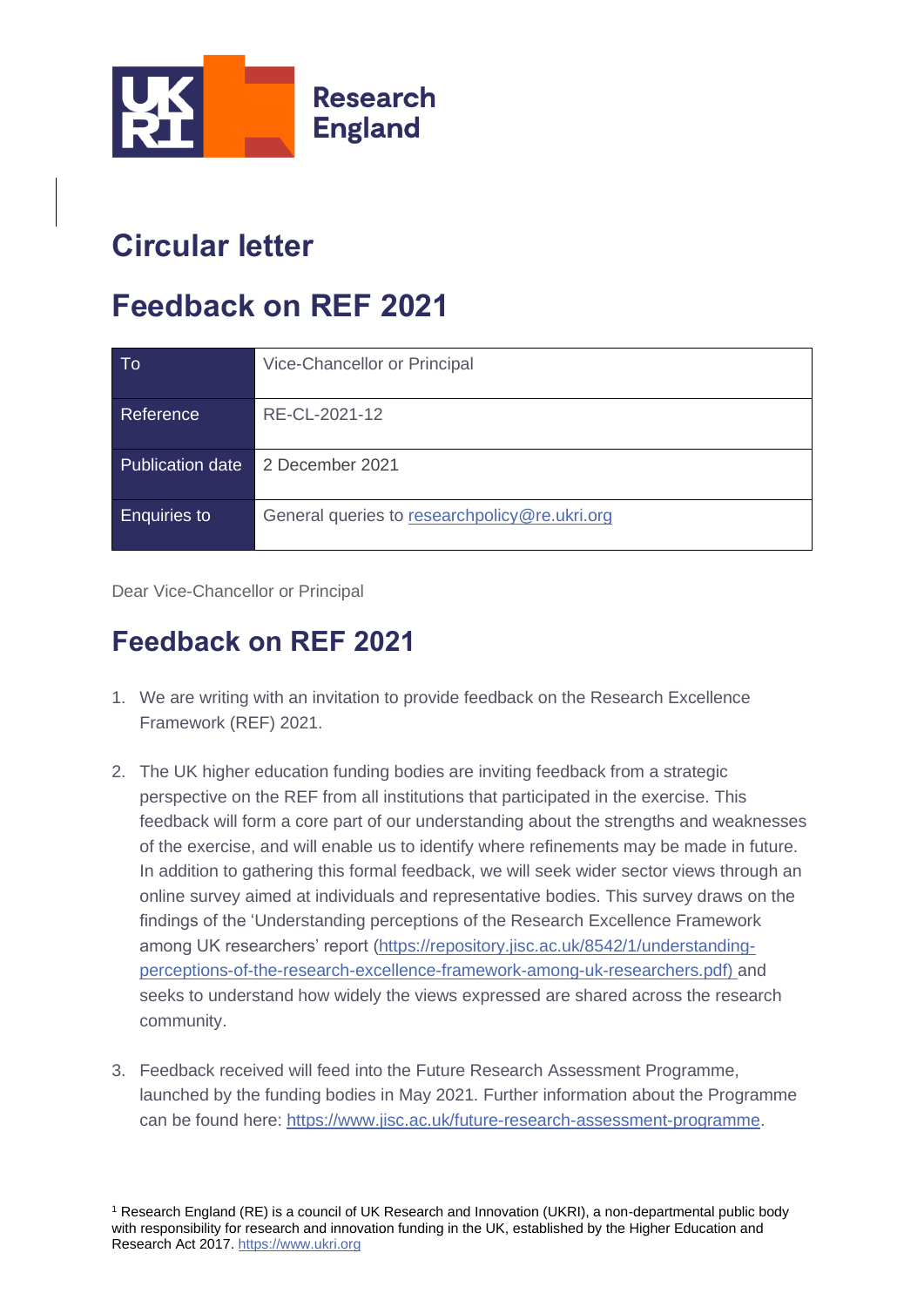Research England

# Circular letter

# Feedback on REF 2021

| To | Vice-Chancellor or Principal |
|---|---|
| Reference | RE-CL-2021-12 |
| Publication date | 2 December 2021 |
| Enquiries to | General queries to researchpolicy@re.ukri.org |

Dear Vice-Chancellor or Principal

## Feedback on REF 2021

1. We are writing with an invitation to provide feedback on the Research Excellence Framework (REF) 2021.

2. The UK higher education funding bodies are inviting feedback from a strategic perspective on the REF from all institutions that participated in the exercise. This feedback will form a core part of our understanding about the strengths and weaknesses of the exercise, and will enable us to identify where refinements may be made in future. In addition to gathering this formal feedback, we will seek wider sector views through an online survey aimed at individuals and representative bodies. This survey draws on the findings of the 'Understanding perceptions of the Research Excellence Framework among UK researchers' report (https://repository.jisc.ac.uk/8542/1/understanding-perceptions-of-the-research-excellence-framework-among-uk-researchers.pdf) and seeks to understand how widely the views expressed are shared across the research community.

3. Feedback received will feed into the Future Research Assessment Programme, launched by the funding bodies in May 2021. Further information about the Programme can be found here: https://www.jisc.ac.uk/future-research-assessment-programme.

[1] Research England (RE) is a council of UK Research and Innovation (UKRI), a non-departmental public body with responsibility for research and innovation funding in the UK, established by the Higher Education and Research Act 2017. https://www.ukri.org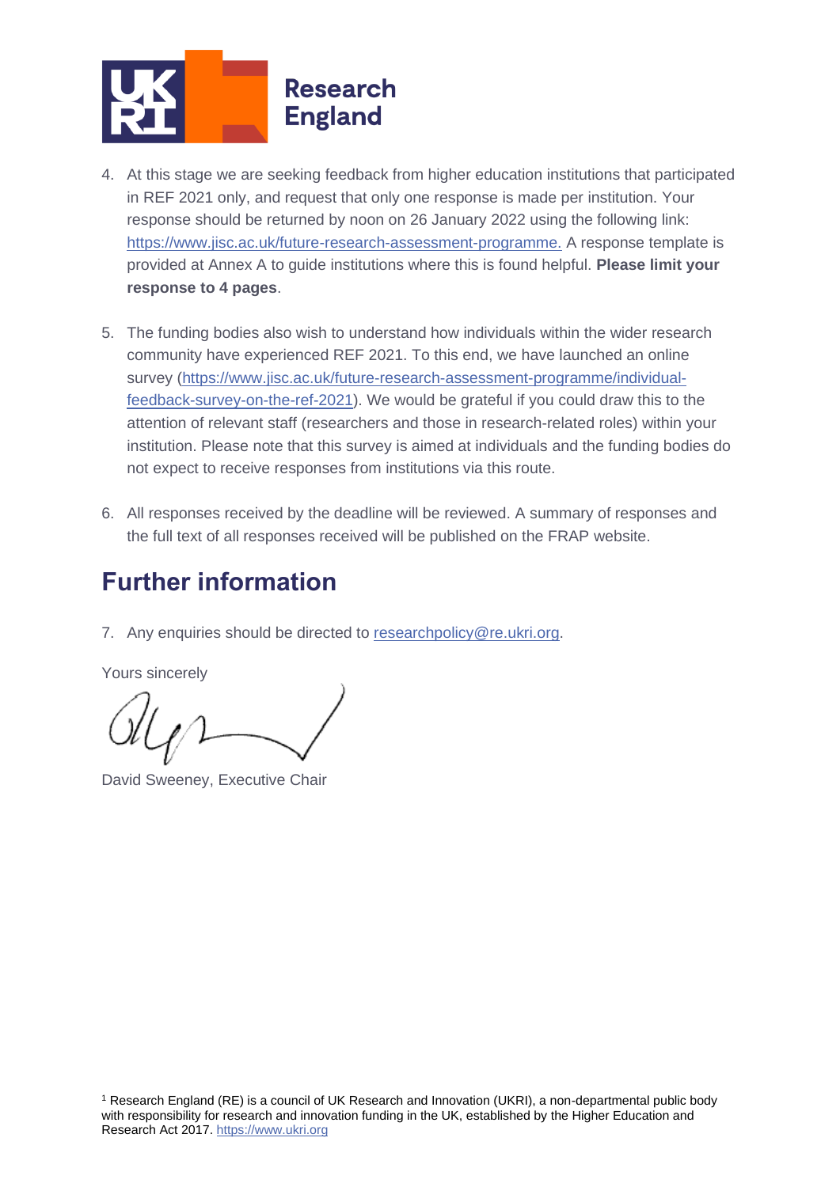4. At this stage we are seeking feedback from higher education institutions that participated in REF 2021 only, and request that only one response is made per institution. Your response should be returned by noon on 26 January 2022 using the following link: https://www.jisc.ac.uk/future-research-assessment-programme. A response template is provided at Annex A to guide institutions where this is found helpful. **Please limit your response to 4 pages**.

5. The funding bodies also wish to understand how individuals within the wider research community have experienced REF 2021. To this end, we have launched an online survey (https://www.jisc.ac.uk/future-research-assessment-programme/individual-feedback-survey-on-the-ref-2021). We would be grateful if you could draw this to the attention of relevant staff (researchers and those in research-related roles) within your institution. Please note that this survey is aimed at individuals and the funding bodies do not expect to receive responses from institutions via this route.

6. All responses received by the deadline will be reviewed. A summary of responses and the full text of all responses received will be published on the FRAP website.

## Further information

7. Any enquiries should be directed to researchpolicy@re.ukri.org.

Yours sincerely

David Sweeney, Executive Chair

[1] Research England (RE) is a council of UK Research and Innovation (UKRI), a non-departmental public body with responsibility for research and innovation funding in the UK, established by the Higher Education and Research Act 2017. https://www.ukri.org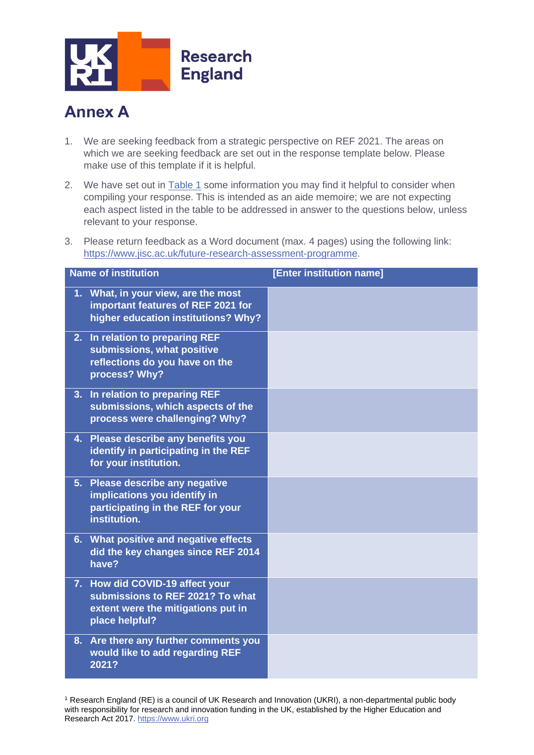# Annex A

1. We are seeking feedback from a strategic perspective on REF 2021. The areas on which we are seeking feedback are set out in the response template below. Please make use of this template if it is helpful.
2. We have set out in Table 1 some information you may find it helpful to consider when compiling your response. This is intended as an aide memoire; we are not expecting each aspect listed in the table to be addressed in answer to the questions below, unless relevant to your response.
3. Please return feedback as a Word document (max. 4 pages) using the following link: https://www.jisc.ac.uk/future-research-assessment-programme.

| **Name of institution** | **[Enter institution name]** |
|---|---|
| **1. What, in your view, are the most important features of REF 2021 for higher education institutions? Why?** | |
| **2. In relation to preparing REF submissions, what positive reflections do you have on the process? Why?** | |
| **3. In relation to preparing REF submissions, which aspects of the process were challenging? Why?** | |
| **4. Please describe any benefits you identify in participating in the REF for your institution.** | |
| **5. Please describe any negative implications you identify in participating in the REF for your institution.** | |
| **6. What positive and negative effects did the key changes since REF 2014 have?** | |
| **7. How did COVID-19 affect your submissions to REF 2021? To what extent were the mitigations put in place helpful?** | |
| **8. Are there any further comments you would like to add regarding REF 2021?** | |

[1] Research England (RE) is a council of UK Research and Innovation (UKRI), a non-departmental public body with responsibility for research and innovation funding in the UK, established by the Higher Education and Research Act 2017. https://www.ukri.org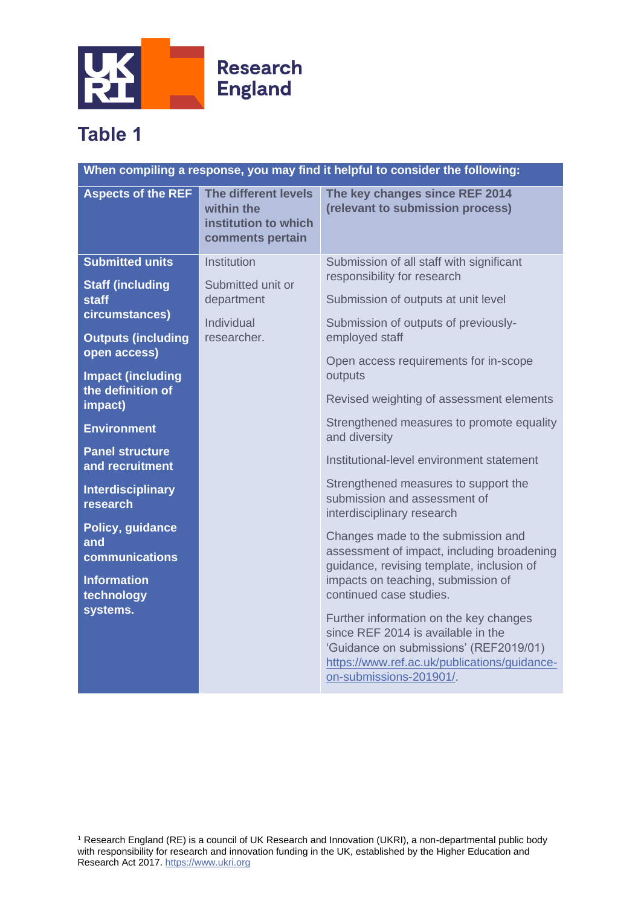Research England

# Table 1

| When compiling a response, you may find it helpful to consider the following: | | |
|---|---|---|
| **Aspects of the REF** | **The different levels within the institution to which comments pertain** | **The key changes since REF 2014 (relevant to submission process)** |
| **Submitted units**<br>**Staff (including staff circumstances)**<br>**Outputs (including open access)**<br>**Impact (including the definition of impact)**<br>**Environment**<br>**Panel structure and recruitment**<br>**Interdisciplinary research**<br>**Policy, guidance and communications**<br>**Information technology systems.** | Institution<br>Submitted unit or department<br>Individual researcher. | Submission of all staff with significant responsibility for research<br>Submission of outputs at unit level<br>Submission of outputs of previously-employed staff<br>Open access requirements for in-scope outputs<br>Revised weighting of assessment elements<br>Strengthened measures to promote equality and diversity<br>Institutional-level environment statement<br>Strengthened measures to support the submission and assessment of interdisciplinary research<br>Changes made to the submission and assessment of impact, including broadening guidance, revising template, inclusion of impacts on teaching, submission of continued case studies.<br>Further information on the key changes since REF 2014 is available in the 'Guidance on submissions' (REF2019/01) https://www.ref.ac.uk/publications/guidance-on-submissions-201901/. |

[1] Research England (RE) is a council of UK Research and Innovation (UKRI), a non-departmental public body with responsibility for research and innovation funding in the UK, established by the Higher Education and Research Act 2017. https://www.ukri.org